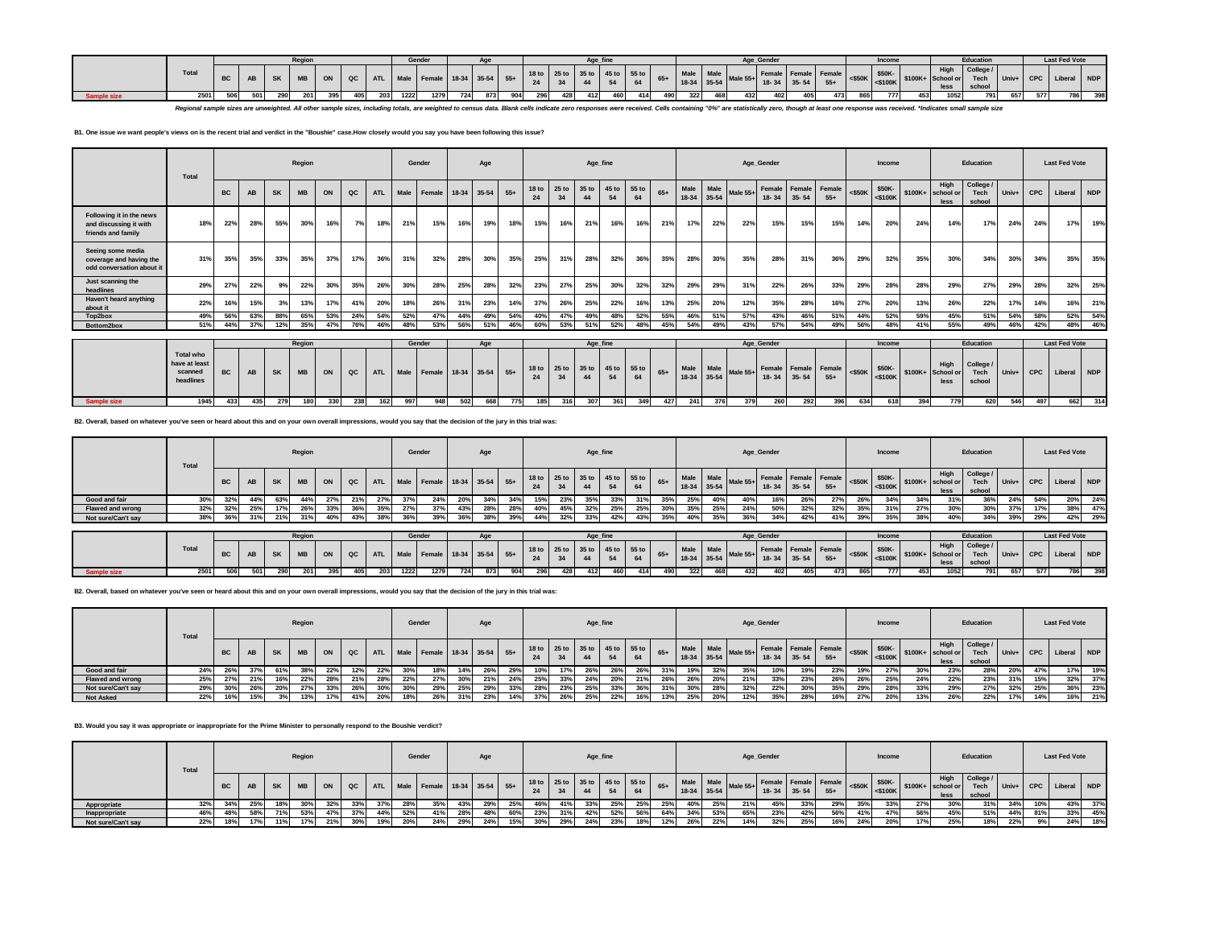| | Total | Region | | | | | | | Gender | | Age | | | Age_fine | | | | | | Age_Gender | | | | | | Income | | | Education | | | Last Fed Vote | | |
|---|---|---|---|---|---|---|---|---|---|---|---|---|---|---|---|---|---|---|---|---|---|---|---|---|---|---|---|---|---|---|---|---|---|---|
| | | BC | AB | SK | MB | ON | QC | ATL | Male | Female | 18-34 | 35-54 | 55+ | 18 to 24 | 25 to 34 | 35 to 44 | 45 to 54 | 55 to 64 | 65+ | Male 18-34 | Male 35-54 | Male 55+ | Female 18-34 | Female 35-54 | Female 55+ | <$50K | $50K-<$100K | $100K+ | High School or less | College / Tech school | Univ+ | CPC | Liberal | NDP |
| Sample size | 2501 | 506 | 501 | 290 | 201 | 395 | 405 | 203 | 1222 | 1279 | 724 | 873 | 904 | 296 | 428 | 412 | 460 | 414 | 490 | 322 | 468 | 432 | 402 | 405 | 473 | 865 | 777 | 453 | 1052 | 791 | 657 | 577 | 786 | 398 |

*Regional sample sizes are unweighted. All other sample sizes, including totals, are weighted to census data. Blank cells indicate zero responses were received. Cells containing "0%" are statistically zero, though at least one response was received. *Indicates small sample size*

**B1. One issue we want people's views on is the recent trial and verdict in the "Boushie" case.How closely would you say you have been following this issue?**

| | Total | Region | | | | | | | Gender | | Age | | | Age_fine | | | | | | Age_Gender | | | | | | Income | | | Education | | | Last Fed Vote | | |
|---|---|---|---|---|---|---|---|---|---|---|---|---|---|---|---|---|---|---|---|---|---|---|---|---|---|---|---|---|---|---|---|---|---|---|
| | | BC | AB | SK | MB | ON | QC | ATL | Male | Female | 18-34 | 35-54 | 55+ | 18 to 24 | 25 to 34 | 35 to 44 | 45 to 54 | 55 to 64 | 65+ | Male 18-34 | Male 35-54 | Male 55+ | Female 18-34 | Female 35-54 | Female 55+ | <$50K | $50K-<$100K | $100K+ | High school or less | College / Tech school | Univ+ | CPC | Liberal | NDP |
| Following it in the news and discussing it with friends and family | 18% | 22% | 28% | 55% | 30% | 16% | 7% | 18% | 21% | 15% | 16% | 19% | 18% | 15% | 16% | 21% | 16% | 16% | 21% | 17% | 22% | 22% | 15% | 15% | 15% | 14% | 20% | 24% | 14% | 17% | 24% | 24% | 17% | 19% |
| Seeing some media coverage and having the odd conversation about it | 31% | 35% | 35% | 33% | 35% | 37% | 17% | 36% | 31% | 32% | 28% | 30% | 35% | 25% | 31% | 28% | 32% | 36% | 35% | 28% | 30% | 35% | 28% | 31% | 36% | 29% | 32% | 35% | 30% | 34% | 30% | 34% | 35% | 35% |
| Just scanning the headlines | 29% | 27% | 22% | 9% | 22% | 30% | 35% | 26% | 30% | 28% | 25% | 28% | 32% | 23% | 27% | 25% | 30% | 32% | 32% | 29% | 29% | 31% | 22% | 26% | 33% | 29% | 28% | 28% | 29% | 27% | 29% | 28% | 32% | 25% |
| Haven't heard anything about it | 22% | 16% | 15% | 3% | 13% | 17% | 41% | 20% | 18% | 26% | 31% | 23% | 14% | 37% | 26% | 25% | 22% | 16% | 13% | 25% | 20% | 12% | 35% | 28% | 16% | 27% | 20% | 13% | 26% | 22% | 17% | 14% | 16% | 21% |
| Top2box | 49% | 56% | 63% | 88% | 65% | 53% | 24% | 54% | 52% | 47% | 44% | 49% | 54% | 40% | 47% | 49% | 48% | 52% | 55% | 46% | 51% | 57% | 43% | 46% | 51% | 44% | 52% | 59% | 45% | 51% | 54% | 58% | 52% | 54% |
| Bottom2box | 51% | 44% | 37% | 12% | 35% | 47% | 76% | 46% | 48% | 53% | 56% | 51% | 46% | 60% | 53% | 51% | 52% | 48% | 45% | 54% | 49% | 43% | 57% | 54% | 49% | 56% | 48% | 41% | 55% | 49% | 46% | 42% | 48% | 46% |

| | Total who have at least scanned headlines | Region | | | | | | | Gender | | Age | | | Age_fine | | | | | | Age_Gender | | | | | | Income | | | Education | | | Last Fed Vote | | |
|---|---|---|---|---|---|---|---|---|---|---|---|---|---|---|---|---|---|---|---|---|---|---|---|---|---|---|---|---|---|---|---|---|---|---|
| | | BC | AB | SK | MB | ON | QC | ATL | Male | Female | 18-34 | 35-54 | 55+ | 18 to 24 | 25 to 34 | 35 to 44 | 45 to 54 | 55 to 64 | 65+ | Male 18-34 | Male 35-54 | Male 55+ | Female 18-34 | Female 35-54 | Female 55+ | <$50K | $50K-<$100K | $100K+ | High School or less | College / Tech school | Univ+ | CPC | Liberal | NDP |
| Sample size | 1945 | 433 | 435 | 279 | 180 | 330 | 238 | 162 | 997 | 948 | 502 | 668 | 775 | 185 | 316 | 307 | 361 | 349 | 427 | 241 | 376 | 379 | 260 | 292 | 396 | 634 | 618 | 394 | 779 | 620 | 546 | 497 | 662 | 314 |

**B2. Overall, based on whatever you've seen or heard about this and on your own overall impressions, would you say that the decision of the jury in this trial was:**

| | Total | Region | | | | | | | Gender | | Age | | | Age_fine | | | | | | Age_Gender | | | | | | Income | | | Education | | | Last Fed Vote | | |
|---|---|---|---|---|---|---|---|---|---|---|---|---|---|---|---|---|---|---|---|---|---|---|---|---|---|---|---|---|---|---|---|---|---|---|
| | | BC | AB | SK | MB | ON | QC | ATL | Male | Female | 18-34 | 35-54 | 55+ | 18 to 24 | 25 to 34 | 35 to 44 | 45 to 54 | 55 to 64 | 65+ | Male 18-34 | Male 35-54 | Male 55+ | Female 18-34 | Female 35-54 | Female 55+ | <$50K | $50K-<$100K | $100K+ | High school or less | College / Tech school | Univ+ | CPC | Liberal | NDP |
| Good and fair | 30% | 32% | 44% | 63% | 44% | 27% | 21% | 27% | 37% | 24% | 20% | 34% | 34% | 15% | 23% | 35% | 33% | 31% | 35% | 25% | 40% | 40% | 16% | 26% | 27% | 26% | 34% | 34% | 31% | 36% | 24% | 54% | 20% | 24% |
| Flawed and wrong | 32% | 32% | 25% | 17% | 26% | 33% | 36% | 35% | 27% | 37% | 43% | 28% | 28% | 40% | 45% | 32% | 25% | 25% | 30% | 35% | 25% | 24% | 50% | 32% | 32% | 35% | 31% | 27% | 30% | 30% | 37% | 17% | 38% | 47% |
| Not sure/Can't say | 38% | 36% | 31% | 21% | 31% | 40% | 43% | 38% | 36% | 39% | 36% | 38% | 39% | 44% | 32% | 33% | 42% | 43% | 35% | 40% | 35% | 36% | 34% | 42% | 41% | 39% | 35% | 38% | 40% | 34% | 39% | 29% | 42% | 29% |

| | Total | Region | | | | | | | Gender | | Age | | | Age_fine | | | | | | Age_Gender | | | | | | Income | | | Education | | | Last Fed Vote | | |
|---|---|---|---|---|---|---|---|---|---|---|---|---|---|---|---|---|---|---|---|---|---|---|---|---|---|---|---|---|---|---|---|---|---|---|
| | | BC | AB | SK | MB | ON | QC | ATL | Male | Female | 18-34 | 35-54 | 55+ | 18 to 24 | 25 to 34 | 35 to 44 | 45 to 54 | 55 to 64 | 65+ | Male 18-34 | Male 35-54 | Male 55+ | Female 18-34 | Female 35-54 | Female 55+ | <$50K | $50K-<$100K | $100K+ | High School or less | College / Tech school | Univ+ | CPC | Liberal | NDP |
| Sample size | 2501 | 506 | 501 | 290 | 201 | 395 | 405 | 203 | 1222 | 1279 | 724 | 873 | 904 | 296 | 428 | 412 | 460 | 414 | 490 | 322 | 468 | 432 | 402 | 405 | 473 | 865 | 777 | 453 | 1052 | 791 | 657 | 577 | 786 | 398 |

**B2. Overall, based on whatever you've seen or heard about this and on your own overall impressions, would you say that the decision of the jury in this trial was:**

| | Total | Region | | | | | | | Gender | | Age | | | Age_fine | | | | | | Age_Gender | | | | | | Income | | | Education | | | Last Fed Vote | | |
|---|---|---|---|---|---|---|---|---|---|---|---|---|---|---|---|---|---|---|---|---|---|---|---|---|---|---|---|---|---|---|---|---|---|---|
| | | BC | AB | SK | MB | ON | QC | ATL | Male | Female | 18-34 | 35-54 | 55+ | 18 to 24 | 25 to 34 | 35 to 44 | 45 to 54 | 55 to 64 | 65+ | Male 18-34 | Male 35-54 | Male 55+ | Female 18-34 | Female 35-54 | Female 55+ | <$50K | $50K-<$100K | $100K+ | High school or less | College / Tech school | Univ+ | CPC | Liberal | NDP |
| Good and fair | 24% | 26% | 37% | 61% | 38% | 22% | 12% | 22% | 30% | 18% | 14% | 26% | 29% | 10% | 17% | 26% | 26% | 26% | 31% | 19% | 32% | 35% | 10% | 19% | 23% | 19% | 27% | 30% | 23% | 28% | 20% | 47% | 17% | 19% |
| Flawed and wrong | 25% | 27% | 21% | 16% | 22% | 28% | 21% | 28% | 22% | 27% | 30% | 21% | 24% | 25% | 33% | 24% | 20% | 21% | 26% | 26% | 20% | 21% | 33% | 23% | 26% | 26% | 25% | 24% | 22% | 23% | 31% | 15% | 32% | 37% |
| Not sure/Can't say | 29% | 30% | 26% | 20% | 27% | 33% | 26% | 30% | 30% | 29% | 25% | 29% | 33% | 28% | 23% | 25% | 33% | 36% | 31% | 30% | 28% | 32% | 22% | 30% | 35% | 29% | 28% | 33% | 29% | 27% | 32% | 25% | 36% | 23% |
| Not Asked | 22% | 16% | 15% | 3% | 13% | 17% | 41% | 20% | 18% | 26% | 31% | 23% | 14% | 37% | 26% | 25% | 22% | 16% | 13% | 25% | 20% | 12% | 35% | 28% | 16% | 27% | 20% | 13% | 26% | 22% | 17% | 14% | 16% | 21% |

**B3. Would you say it was appropriate or inappropriate for the Prime Minister to personally respond to the Boushie verdict?**

| | Total | Region | | | | | | | Gender | | Age | | | Age_fine | | | | | | Age_Gender | | | | | | Income | | | Education | | | Last Fed Vote | | |
|---|---|---|---|---|---|---|---|---|---|---|---|---|---|---|---|---|---|---|---|---|---|---|---|---|---|---|---|---|---|---|---|---|---|---|
| | | BC | AB | SK | MB | ON | QC | ATL | Male | Female | 18-34 | 35-54 | 55+ | 18 to 24 | 25 to 34 | 35 to 44 | 45 to 54 | 55 to 64 | 65+ | Male 18-34 | Male 35-54 | Male 55+ | Female 18-34 | Female 35-54 | Female 55+ | <$50K | $50K-<$100K | $100K+ | High school or less | College / Tech school | Univ+ | CPC | Liberal | NDP |
| Appropriate | 32% | 34% | 25% | 18% | 30% | 32% | 33% | 37% | 28% | 35% | 43% | 29% | 25% | 46% | 41% | 33% | 25% | 25% | 25% | 40% | 25% | 21% | 45% | 33% | 29% | 35% | 33% | 27% | 30% | 31% | 34% | 10% | 43% | 37% |
| Inappropriate | 46% | 48% | 58% | 71% | 53% | 47% | 37% | 44% | 52% | 41% | 28% | 48% | 60% | 23% | 31% | 42% | 52% | 56% | 64% | 34% | 53% | 65% | 23% | 42% | 56% | 41% | 47% | 56% | 45% | 51% | 44% | 81% | 33% | 45% |
| Not sure/Can't say | 22% | 18% | 17% | 11% | 17% | 21% | 30% | 19% | 20% | 24% | 29% | 24% | 15% | 30% | 29% | 24% | 23% | 18% | 12% | 26% | 22% | 14% | 32% | 25% | 16% | 24% | 20% | 17% | 25% | 18% | 22% | 9% | 24% | 18% |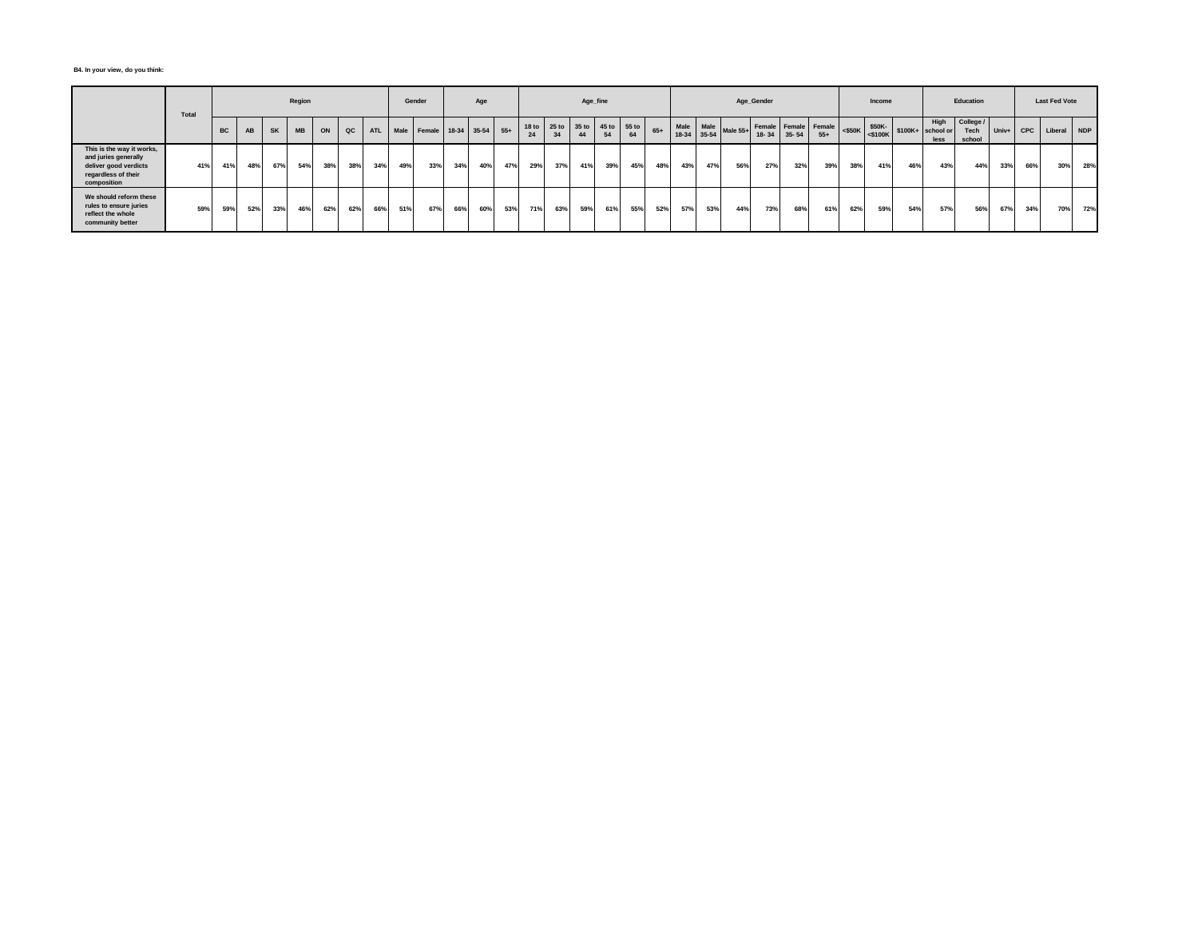**B4. In your view, do you think:**

| | Total | Region | | | | | | | Gender | | Age | | | Age_fine | | | | | | Age_Gender | | | | | | Income | | | Education | | | Last Fed Vote | | |
|---|---|---|---|---|---|---|---|---|---|---|---|---|---|---|---|---|---|---|---|---|---|---|---|---|---|---|---|---|---|---|---|---|---|---|
| | | BC | AB | SK | MB | ON | QC | ATL | Male | Female | 18-34 | 35-54 | 55+ | 18 to 24 | 25 to 34 | 35 to 44 | 45 to 54 | 55 to 64 | 65+ | Male 18-34 | Male 35-54 | Male 55+ | Female 18- 34 | Female 35- 54 | Female 55+ | <$50K | $50K- <$100K | $100K+ | High school or less | College / Tech school | Univ+ | CPC | Liberal | NDP |
| This is the way it works, and juries generally deliver good verdicts regardless of their composition | 41% | 41% | 48% | 67% | 54% | 38% | 38% | 34% | 49% | 33% | 34% | 40% | 47% | 29% | 37% | 41% | 39% | 45% | 48% | 43% | 47% | 56% | 27% | 32% | 39% | 38% | 41% | 46% | 43% | 44% | 33% | 66% | 30% | 28% |
| We should reform these rules to ensure juries reflect the whole community better | 59% | 59% | 52% | 33% | 46% | 62% | 62% | 66% | 51% | 67% | 66% | 60% | 53% | 71% | 63% | 59% | 61% | 55% | 52% | 57% | 53% | 44% | 73% | 68% | 61% | 62% | 59% | 54% | 57% | 56% | 67% | 34% | 70% | 72% |